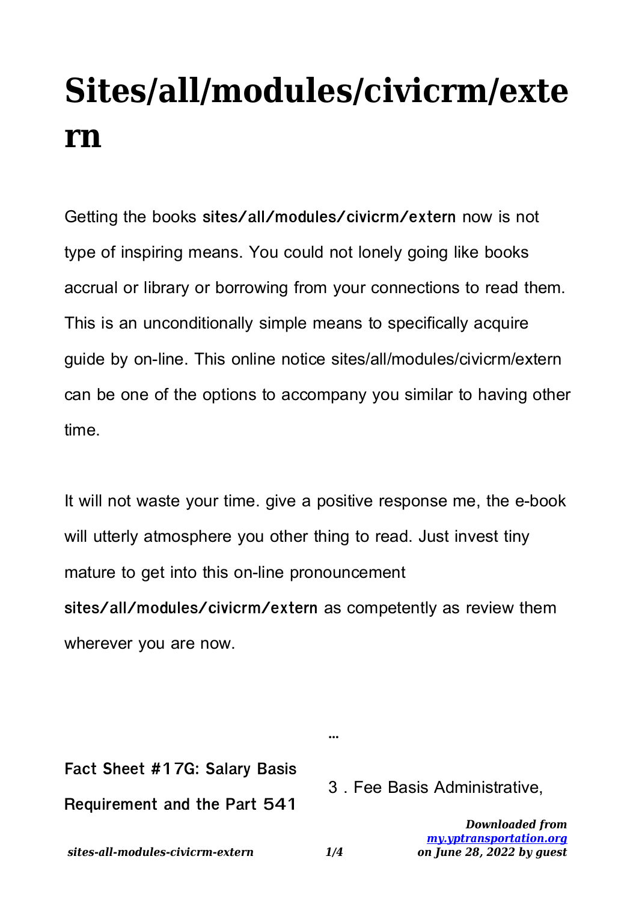# Sites/all/modules/civicrm/extern

Getting the books **sites/all/modules/civicrm/extern** now is not type of inspiring means. You could not lonely going like books accrual or library or borrowing from your connections to read them. This is an unconditionally simple means to specifically acquire guide by on-line. This online notice sites/all/modules/civicrm/extern can be one of the options to accompany you similar to having other time.

It will not waste your time. give a positive response me, the e-book will utterly atmosphere you other thing to read. Just invest tiny mature to get into this on-line pronouncement **sites/all/modules/civicrm/extern** as competently as review them wherever you are now.

**Fact Sheet #17G: Salary Basis Requirement and the Part 541**

…

3 . Fee Basis Administrative,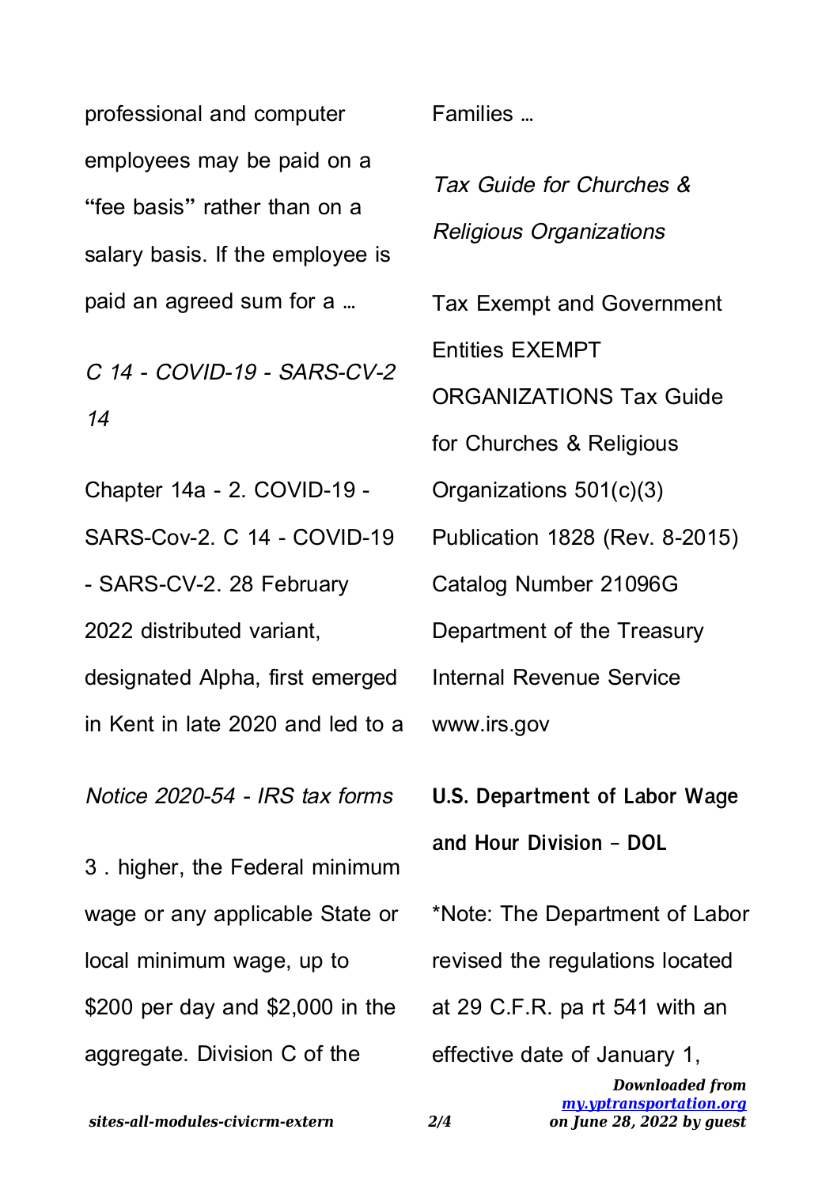professional and computer employees may be paid on a "fee basis" rather than on a salary basis. If the employee is paid an agreed sum for a …

*C 14 - COVID-19 - SARS-CV-2 14*

Chapter 14a - 2. COVID-19 - SARS-Cov-2. C 14 - COVID-19 - SARS-CV-2. 28 February 2022 distributed variant, designated Alpha, first emerged in Kent in late 2020 and led to a

*Notice 2020-54 - IRS tax forms*

3 . higher, the Federal minimum wage or any applicable State or local minimum wage, up to $200 per day and $2,000 in the aggregate. Division C of the Families …

*Tax Guide for Churches & Religious Organizations*

Tax Exempt and Government Entities EXEMPT ORGANIZATIONS Tax Guide for Churches & Religious Organizations 501(c)(3) Publication 1828 (Rev. 8-2015) Catalog Number 21096G Department of the Treasury Internal Revenue Service www.irs.gov

**U.S. Department of Labor Wage and Hour Division - DOL**

*Note: The Department of Labor revised the regulations located at 29 C.F.R. pa rt 541 with an effective date of January 1,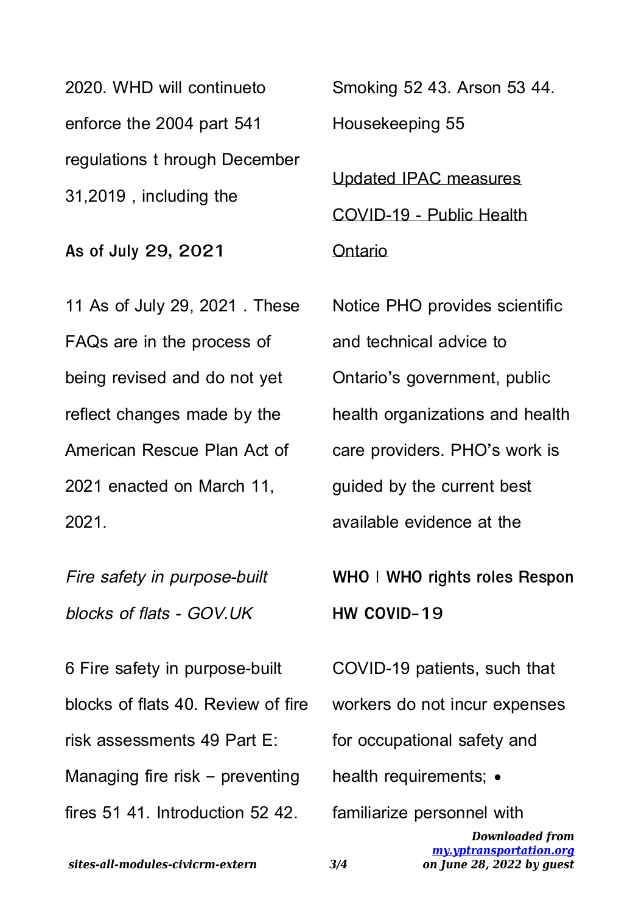2020. WHD will continueto enforce the 2004 part 541 regulations t hrough December 31,2019 , including the

**As of July 29, 2021**

11 As of July 29, 2021 . These FAQs are in the process of being revised and do not yet reflect changes made by the American Rescue Plan Act of 2021 enacted on March 11, 2021.

*Fire safety in purpose-built blocks of flats - GOV.UK*

6 Fire safety in purpose-built blocks of flats 40. Review of fire risk assessments 49 Part E: Managing fire risk – preventing fires 51 41. Introduction 52 42. Smoking 52 43. Arson 53 44. Housekeeping 55

Updated IPAC measures COVID-19 - Public Health Ontario

Notice PHO provides scientific and technical advice to Ontario's government, public health organizations and health care providers. PHO's work is guided by the current best available evidence at the

**WHO | WHO rights roles Respon HW COVID-19**

COVID-19 patients, such that workers do not incur expenses for occupational safety and health requirements; • familiarize personnel with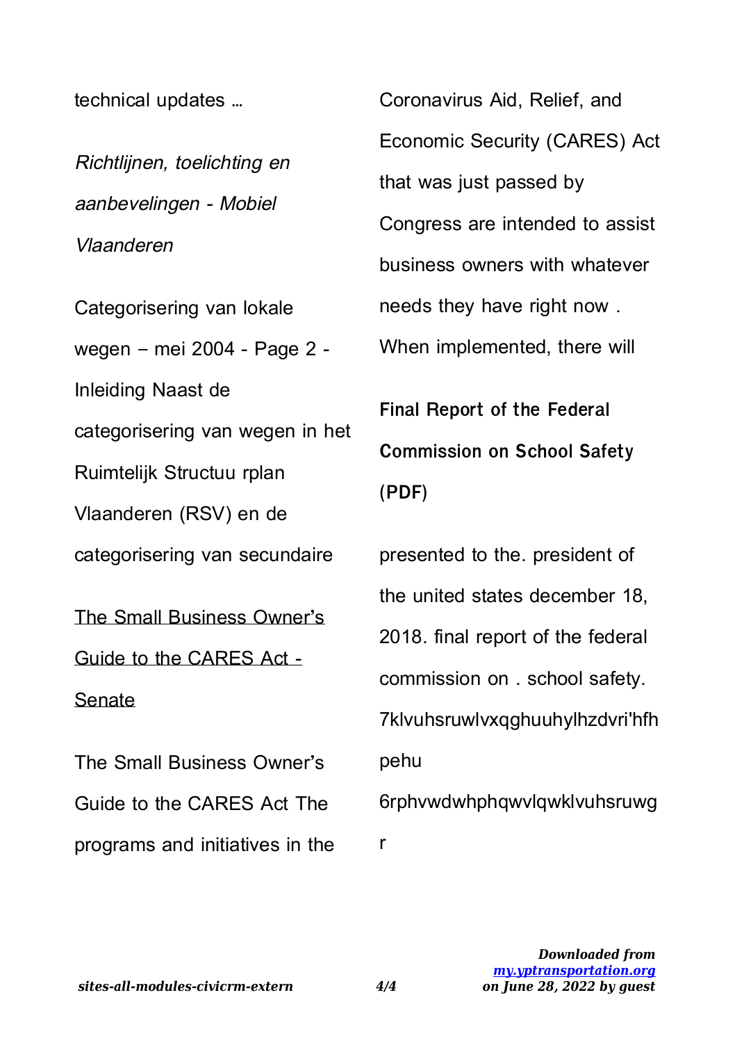technical updates …

*Richtlijnen, toelichting en aanbevelingen - Mobiel Vlaanderen*

Categorisering van lokale wegen – mei 2004 - Page 2 - Inleiding Naast de categorisering van wegen in het Ruimtelijk Structuu rplan Vlaanderen (RSV) en de categorisering van secundaire

The Small Business Owner's Guide to the CARES Act - Senate

The Small Business Owner's Guide to the CARES Act The programs and initiatives in the Coronavirus Aid, Relief, and Economic Security (CARES) Act that was just passed by Congress are intended to assist business owners with whatever needs they have right now . When implemented, there will

**Final Report of the Federal Commission on School Safety (PDF)**

presented to the. president of the united states december 18, 2018. final report of the federal commission on . school safety. 7klvuhsruwlvxqghuuhylhzdvri'hfhpehu 6rphvwdwhphqwvlqwklvuhsruwgr